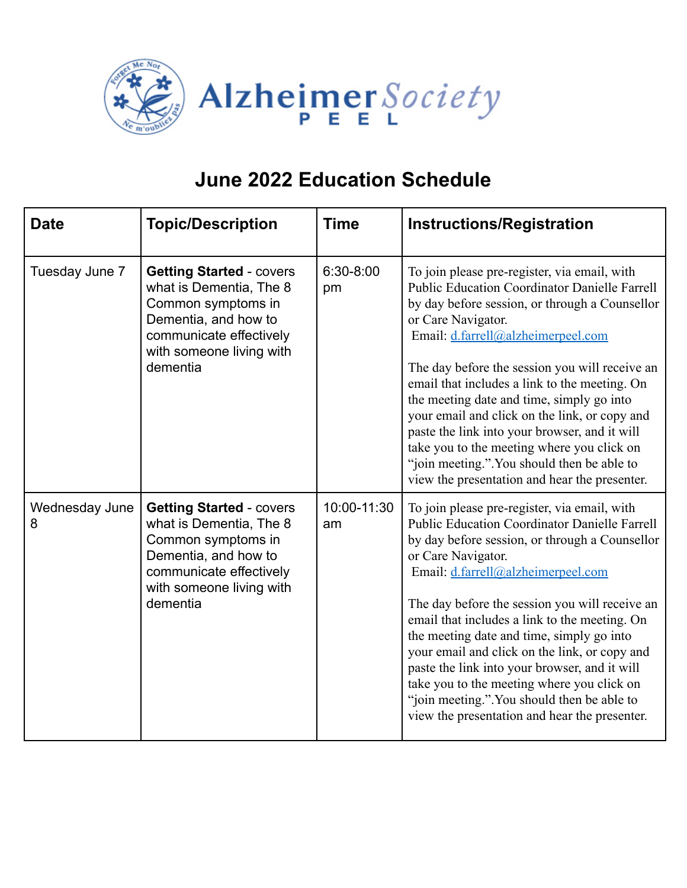Alzheimer Society PEEL

# June 2022 Education Schedule

| Date | Topic/Description | Time | Instructions/Registration |
|---|---|---|---|
| Tuesday June 7 | **Getting Started** - covers what is Dementia, The 8 Common symptoms in Dementia, and how to communicate effectively with someone living with dementia | 6:30-8:00 pm | To join please pre-register, via email, with Public Education Coordinator Danielle Farrell by day before session, or through a Counsellor or Care Navigator. Email: d.farrell@alzheimerpeel.com<br><br>The day before the session you will receive an email that includes a link to the meeting. On the meeting date and time, simply go into your email and click on the link, or copy and paste the link into your browser, and it will take you to the meeting where you click on "join meeting.".You should then be able to view the presentation and hear the presenter. |
| Wednesday June 8 | **Getting Started** - covers what is Dementia, The 8 Common symptoms in Dementia, and how to communicate effectively with someone living with dementia | 10:00-11:30 am | To join please pre-register, via email, with Public Education Coordinator Danielle Farrell by day before session, or through a Counsellor or Care Navigator. Email: d.farrell@alzheimerpeel.com<br><br>The day before the session you will receive an email that includes a link to the meeting. On the meeting date and time, simply go into your email and click on the link, or copy and paste the link into your browser, and it will take you to the meeting where you click on "join meeting.".You should then be able to view the presentation and hear the presenter. |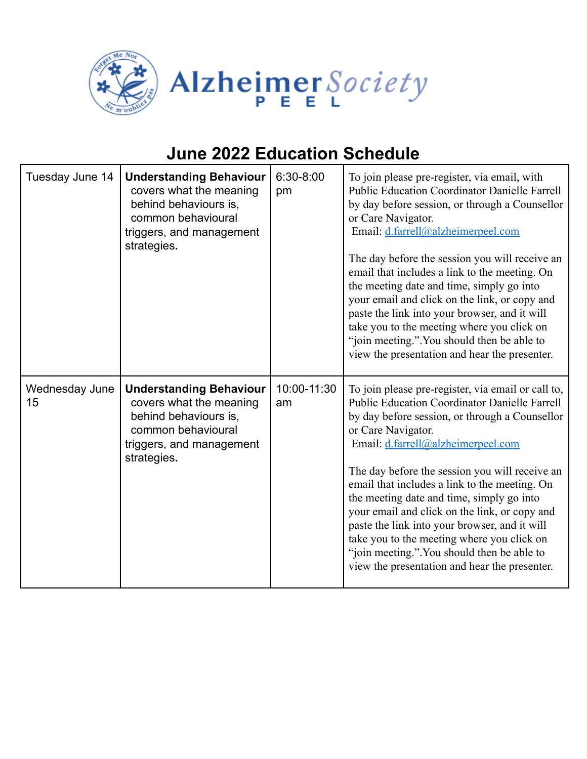# Alzheimer Society PEEL

## June 2022 Education Schedule

| | | | |
|---|---|---|---|
| Tuesday June 14 | **Understanding Behaviour** covers what the meaning behind behaviours is, common behavioural triggers, and management strategies**.** | 6:30-8:00 pm | To join please pre-register, via email, with Public Education Coordinator Danielle Farrell by day before session, or through a Counsellor or Care Navigator.<br>Email: d.farrell@alzheimerpeel.com<br><br>The day before the session you will receive an email that includes a link to the meeting. On the meeting date and time, simply go into your email and click on the link, or copy and paste the link into your browser, and it will take you to the meeting where you click on "join meeting.".You should then be able to view the presentation and hear the presenter. |
| Wednesday June 15 | **Understanding Behaviour** covers what the meaning behind behaviours is, common behavioural triggers, and management strategies**.** | 10:00-11:30 am | To join please pre-register, via email or call to, Public Education Coordinator Danielle Farrell by day before session, or through a Counsellor or Care Navigator.<br>Email: d.farrell@alzheimerpeel.com<br><br>The day before the session you will receive an email that includes a link to the meeting. On the meeting date and time, simply go into your email and click on the link, or copy and paste the link into your browser, and it will take you to the meeting where you click on "join meeting.".You should then be able to view the presentation and hear the presenter. |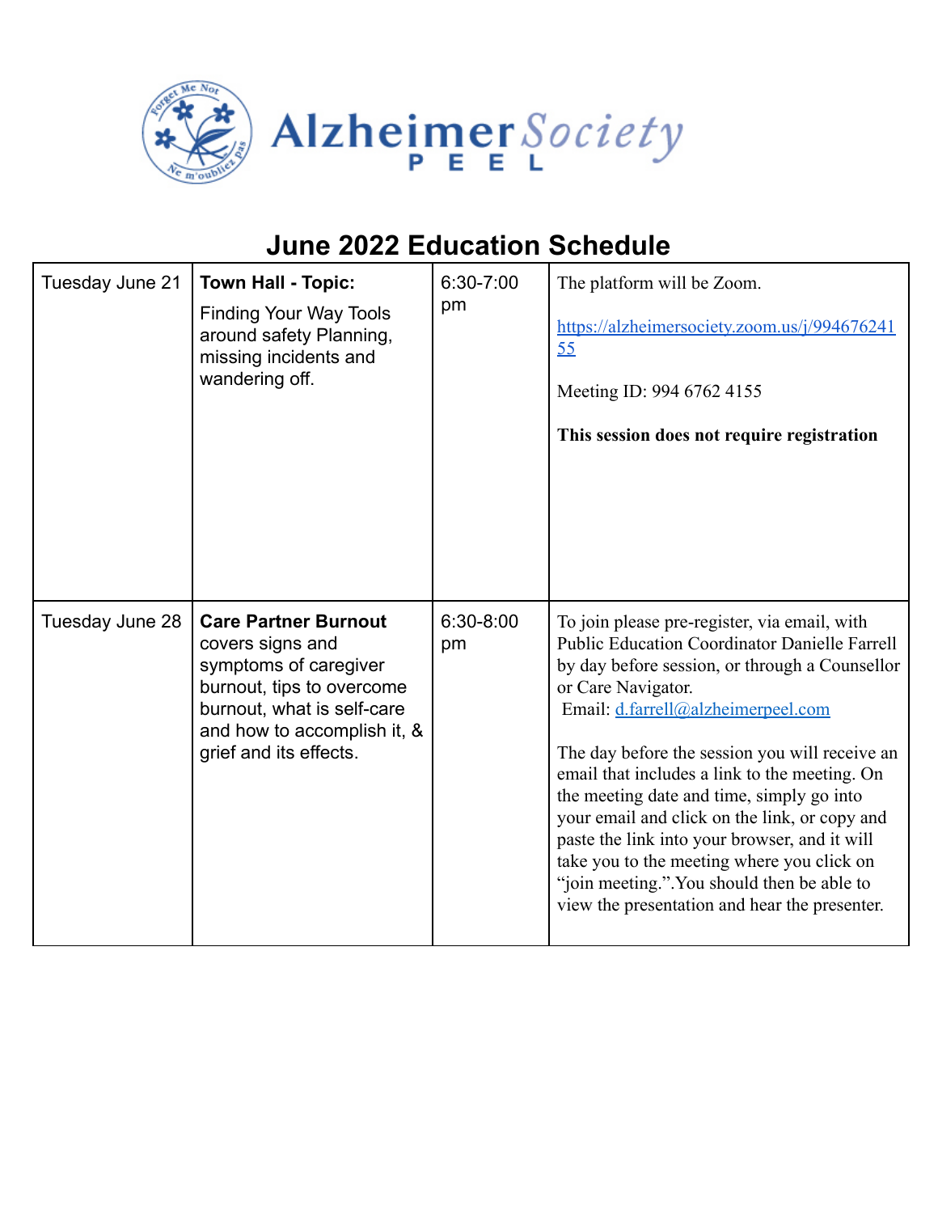Alzheimer Society PEEL

# June 2022 Education Schedule

| | | | |
|---|---|---|---|
| Tuesday June 21 | **Town Hall - Topic:** Finding Your Way Tools around safety Planning, missing incidents and wandering off. | 6:30-7:00 pm | The platform will be Zoom. https://alzheimersociety.zoom.us/j/99467624155 Meeting ID: 994 6762 4155 **This session does not require registration** |
| Tuesday June 28 | **Care Partner Burnout** covers signs and symptoms of caregiver burnout, tips to overcome burnout, what is self-care and how to accomplish it, & grief and its effects. | 6:30-8:00 pm | To join please pre-register, via email, with Public Education Coordinator Danielle Farrell by day before session, or through a Counsellor or Care Navigator. Email: d.farrell@alzheimerpeel.com The day before the session you will receive an email that includes a link to the meeting. On the meeting date and time, simply go into your email and click on the link, or copy and paste the link into your browser, and it will take you to the meeting where you click on "join meeting.".You should then be able to view the presentation and hear the presenter. |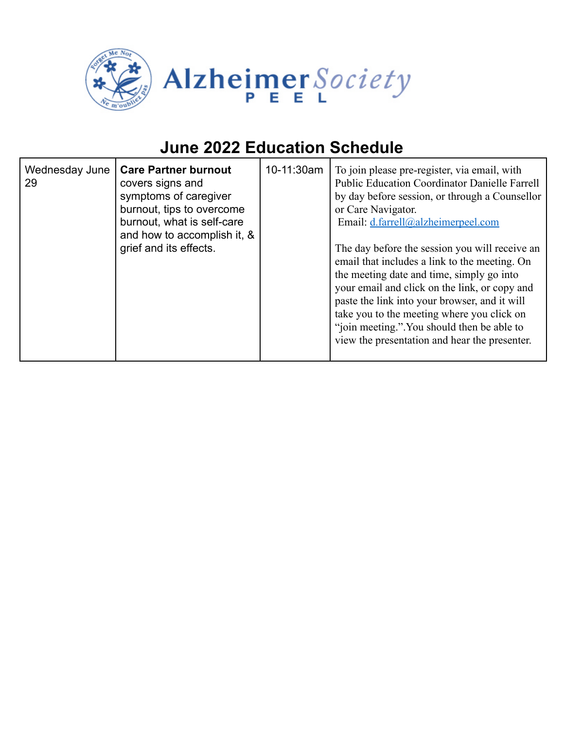# June 2022 Education Schedule

| | | | |
|---|---|---|---|
| Wednesday June 29 | **Care Partner burnout** covers signs and symptoms of caregiver burnout, tips to overcome burnout, what is self-care and how to accomplish it, & grief and its effects. | 10-11:30am | To join please pre-register, via email, with Public Education Coordinator Danielle Farrell by day before session, or through a Counsellor or Care Navigator. Email: d.farrell@alzheimerpeel.com<br><br>The day before the session you will receive an email that includes a link to the meeting. On the meeting date and time, simply go into your email and click on the link, or copy and paste the link into your browser, and it will take you to the meeting where you click on "join meeting.".You should then be able to view the presentation and hear the presenter. |